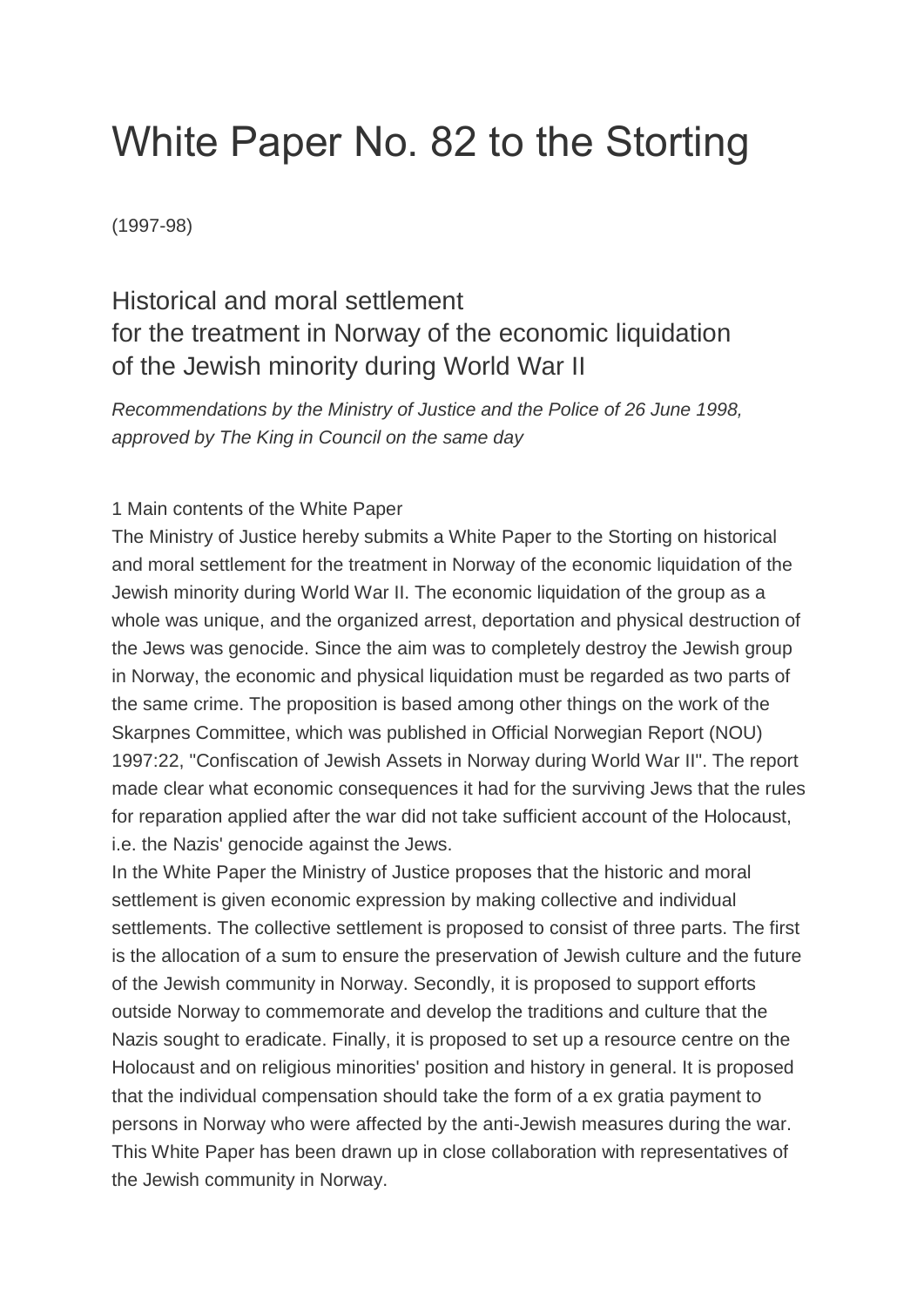# White Paper No. 82 to the Storting

(1997-98)

## Historical and moral settlement for the treatment in Norway of the economic liquidation of the Jewish minority during World War II

*Recommendations by the Ministry of Justice and the Police of 26 June 1998, approved by The King in Council on the same day*

### 1 Main contents of the White Paper

The Ministry of Justice hereby submits a White Paper to the Storting on historical and moral settlement for the treatment in Norway of the economic liquidation of the Jewish minority during World War II. The economic liquidation of the group as a whole was unique, and the organized arrest, deportation and physical destruction of the Jews was genocide. Since the aim was to completely destroy the Jewish group in Norway, the economic and physical liquidation must be regarded as two parts of the same crime. The proposition is based among other things on the work of the Skarpnes Committee, which was published in Official Norwegian Report (NOU) 1997:22, "Confiscation of Jewish Assets in Norway during World War II". The report made clear what economic consequences it had for the surviving Jews that the rules for reparation applied after the war did not take sufficient account of the Holocaust, i.e. the Nazis' genocide against the Jews.

In the White Paper the Ministry of Justice proposes that the historic and moral settlement is given economic expression by making collective and individual settlements. The collective settlement is proposed to consist of three parts. The first is the allocation of a sum to ensure the preservation of Jewish culture and the future of the Jewish community in Norway. Secondly, it is proposed to support efforts outside Norway to commemorate and develop the traditions and culture that the Nazis sought to eradicate. Finally, it is proposed to set up a resource centre on the Holocaust and on religious minorities' position and history in general. It is proposed that the individual compensation should take the form of a ex gratia payment to persons in Norway who were affected by the anti-Jewish measures during the war. This White Paper has been drawn up in close collaboration with representatives of the Jewish community in Norway.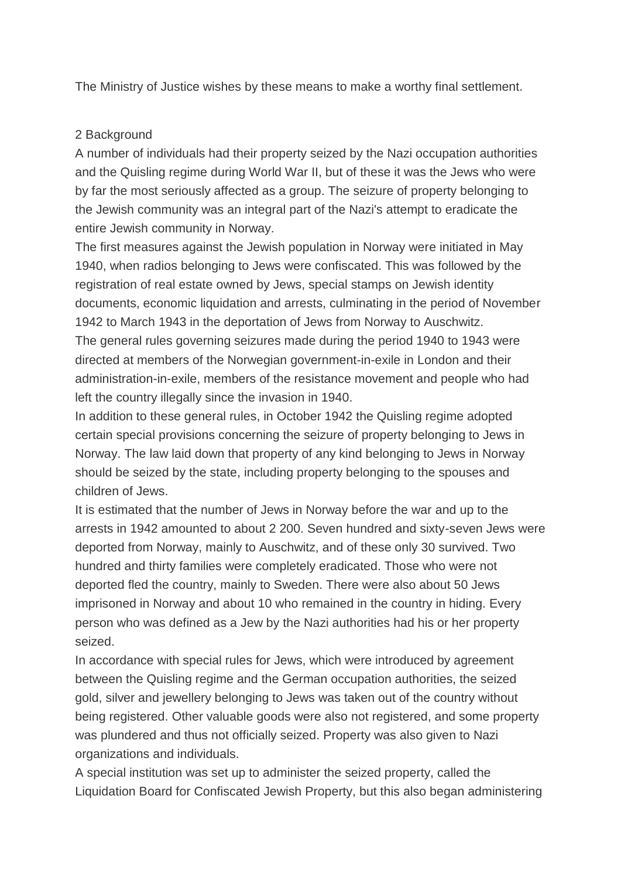The Ministry of Justice wishes by these means to make a worthy final settlement.

## 2 Background

A number of individuals had their property seized by the Nazi occupation authorities and the Quisling regime during World War II, but of these it was the Jews who were by far the most seriously affected as a group. The seizure of property belonging to the Jewish community was an integral part of the Nazi's attempt to eradicate the entire Jewish community in Norway.

The first measures against the Jewish population in Norway were initiated in May 1940, when radios belonging to Jews were confiscated. This was followed by the registration of real estate owned by Jews, special stamps on Jewish identity documents, economic liquidation and arrests, culminating in the period of November 1942 to March 1943 in the deportation of Jews from Norway to Auschwitz.

The general rules governing seizures made during the period 1940 to 1943 were directed at members of the Norwegian government-in-exile in London and their administration-in-exile, members of the resistance movement and people who had left the country illegally since the invasion in 1940.

In addition to these general rules, in October 1942 the Quisling regime adopted certain special provisions concerning the seizure of property belonging to Jews in Norway. The law laid down that property of any kind belonging to Jews in Norway should be seized by the state, including property belonging to the spouses and children of Jews.

It is estimated that the number of Jews in Norway before the war and up to the arrests in 1942 amounted to about 2 200. Seven hundred and sixty-seven Jews were deported from Norway, mainly to Auschwitz, and of these only 30 survived. Two hundred and thirty families were completely eradicated. Those who were not deported fled the country, mainly to Sweden. There were also about 50 Jews imprisoned in Norway and about 10 who remained in the country in hiding. Every person who was defined as a Jew by the Nazi authorities had his or her property seized.

In accordance with special rules for Jews, which were introduced by agreement between the Quisling regime and the German occupation authorities, the seized gold, silver and jewellery belonging to Jews was taken out of the country without being registered. Other valuable goods were also not registered, and some property was plundered and thus not officially seized. Property was also given to Nazi organizations and individuals.

A special institution was set up to administer the seized property, called the Liquidation Board for Confiscated Jewish Property, but this also began administering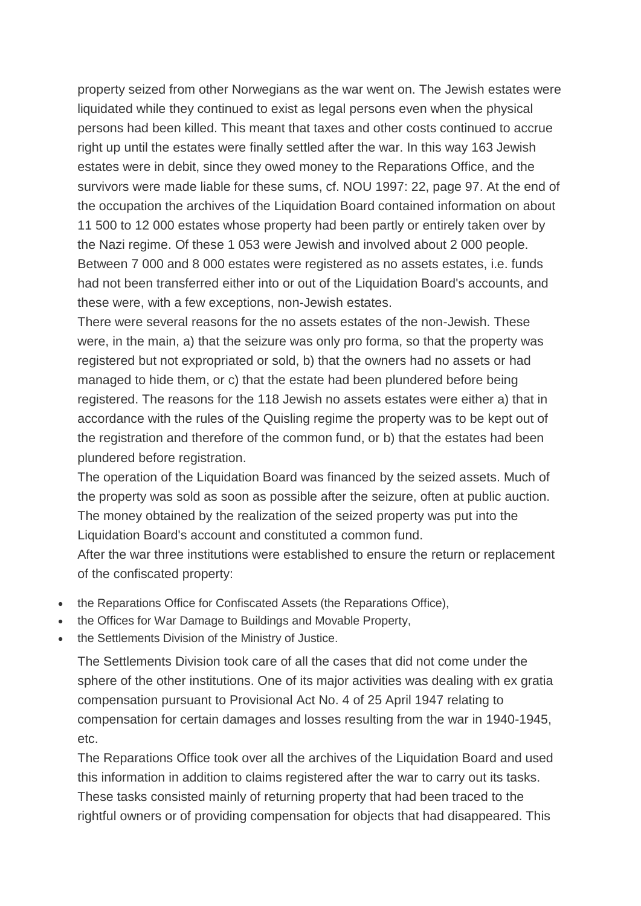property seized from other Norwegians as the war went on. The Jewish estates were liquidated while they continued to exist as legal persons even when the physical persons had been killed. This meant that taxes and other costs continued to accrue right up until the estates were finally settled after the war. In this way 163 Jewish estates were in debit, since they owed money to the Reparations Office, and the survivors were made liable for these sums, cf. NOU 1997: 22, page 97. At the end of the occupation the archives of the Liquidation Board contained information on about 11 500 to 12 000 estates whose property had been partly or entirely taken over by the Nazi regime. Of these 1 053 were Jewish and involved about 2 000 people. Between 7 000 and 8 000 estates were registered as no assets estates, i.e. funds had not been transferred either into or out of the Liquidation Board's accounts, and these were, with a few exceptions, non-Jewish estates.

There were several reasons for the no assets estates of the non-Jewish. These were, in the main, a) that the seizure was only pro forma, so that the property was registered but not expropriated or sold, b) that the owners had no assets or had managed to hide them, or c) that the estate had been plundered before being registered. The reasons for the 118 Jewish no assets estates were either a) that in accordance with the rules of the Quisling regime the property was to be kept out of the registration and therefore of the common fund, or b) that the estates had been plundered before registration.

The operation of the Liquidation Board was financed by the seized assets. Much of the property was sold as soon as possible after the seizure, often at public auction. The money obtained by the realization of the seized property was put into the Liquidation Board's account and constituted a common fund.

After the war three institutions were established to ensure the return or replacement of the confiscated property:

- the Reparations Office for Confiscated Assets (the Reparations Office),
- the Offices for War Damage to Buildings and Movable Property,
- the Settlements Division of the Ministry of Justice.

The Settlements Division took care of all the cases that did not come under the sphere of the other institutions. One of its major activities was dealing with ex gratia compensation pursuant to Provisional Act No. 4 of 25 April 1947 relating to compensation for certain damages and losses resulting from the war in 1940-1945, etc.

The Reparations Office took over all the archives of the Liquidation Board and used this information in addition to claims registered after the war to carry out its tasks. These tasks consisted mainly of returning property that had been traced to the rightful owners or of providing compensation for objects that had disappeared. This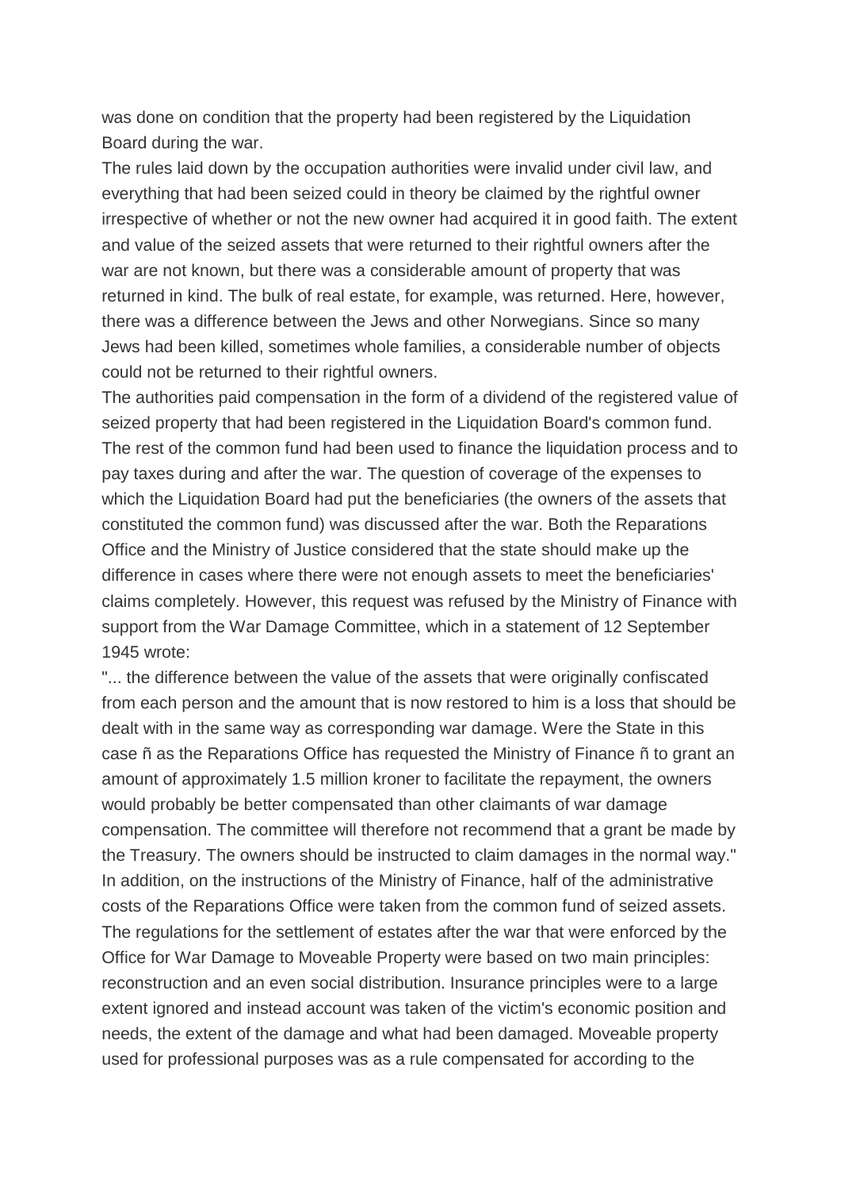was done on condition that the property had been registered by the Liquidation Board during the war.

The rules laid down by the occupation authorities were invalid under civil law, and everything that had been seized could in theory be claimed by the rightful owner irrespective of whether or not the new owner had acquired it in good faith. The extent and value of the seized assets that were returned to their rightful owners after the war are not known, but there was a considerable amount of property that was returned in kind. The bulk of real estate, for example, was returned. Here, however, there was a difference between the Jews and other Norwegians. Since so many Jews had been killed, sometimes whole families, a considerable number of objects could not be returned to their rightful owners.

The authorities paid compensation in the form of a dividend of the registered value of seized property that had been registered in the Liquidation Board's common fund. The rest of the common fund had been used to finance the liquidation process and to pay taxes during and after the war. The question of coverage of the expenses to which the Liquidation Board had put the beneficiaries (the owners of the assets that constituted the common fund) was discussed after the war. Both the Reparations Office and the Ministry of Justice considered that the state should make up the difference in cases where there were not enough assets to meet the beneficiaries' claims completely. However, this request was refused by the Ministry of Finance with support from the War Damage Committee, which in a statement of 12 September 1945 wrote:

"... the difference between the value of the assets that were originally confiscated from each person and the amount that is now restored to him is a loss that should be dealt with in the same way as corresponding war damage. Were the State in this case ñ as the Reparations Office has requested the Ministry of Finance ñ to grant an amount of approximately 1.5 million kroner to facilitate the repayment, the owners would probably be better compensated than other claimants of war damage compensation. The committee will therefore not recommend that a grant be made by the Treasury. The owners should be instructed to claim damages in the normal way."

In addition, on the instructions of the Ministry of Finance, half of the administrative costs of the Reparations Office were taken from the common fund of seized assets.

The regulations for the settlement of estates after the war that were enforced by the Office for War Damage to Moveable Property were based on two main principles: reconstruction and an even social distribution. Insurance principles were to a large extent ignored and instead account was taken of the victim's economic position and needs, the extent of the damage and what had been damaged. Moveable property used for professional purposes was as a rule compensated for according to the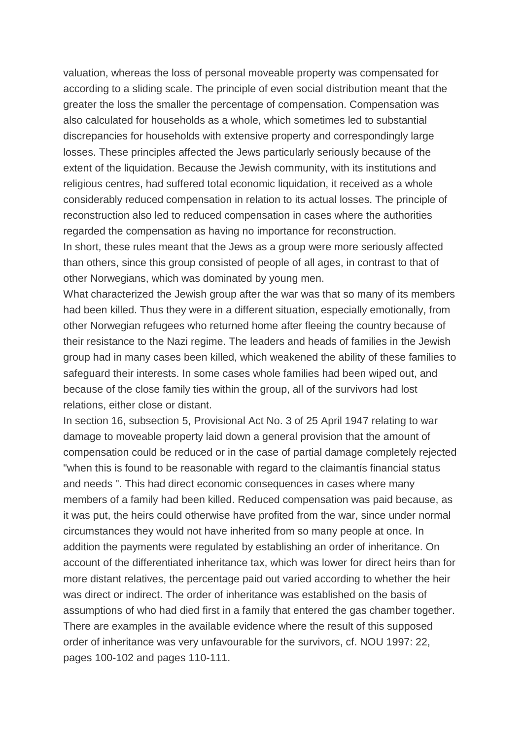valuation, whereas the loss of personal moveable property was compensated for according to a sliding scale. The principle of even social distribution meant that the greater the loss the smaller the percentage of compensation. Compensation was also calculated for households as a whole, which sometimes led to substantial discrepancies for households with extensive property and correspondingly large losses. These principles affected the Jews particularly seriously because of the extent of the liquidation. Because the Jewish community, with its institutions and religious centres, had suffered total economic liquidation, it received as a whole considerably reduced compensation in relation to its actual losses. The principle of reconstruction also led to reduced compensation in cases where the authorities regarded the compensation as having no importance for reconstruction.

In short, these rules meant that the Jews as a group were more seriously affected than others, since this group consisted of people of all ages, in contrast to that of other Norwegians, which was dominated by young men.

What characterized the Jewish group after the war was that so many of its members had been killed. Thus they were in a different situation, especially emotionally, from other Norwegian refugees who returned home after fleeing the country because of their resistance to the Nazi regime. The leaders and heads of families in the Jewish group had in many cases been killed, which weakened the ability of these families to safeguard their interests. In some cases whole families had been wiped out, and because of the close family ties within the group, all of the survivors had lost relations, either close or distant.

In section 16, subsection 5, Provisional Act No. 3 of 25 April 1947 relating to war damage to moveable property laid down a general provision that the amount of compensation could be reduced or in the case of partial damage completely rejected "when this is found to be reasonable with regard to the claimantís financial status and needs ". This had direct economic consequences in cases where many members of a family had been killed. Reduced compensation was paid because, as it was put, the heirs could otherwise have profited from the war, since under normal circumstances they would not have inherited from so many people at once. In addition the payments were regulated by establishing an order of inheritance. On account of the differentiated inheritance tax, which was lower for direct heirs than for more distant relatives, the percentage paid out varied according to whether the heir was direct or indirect. The order of inheritance was established on the basis of assumptions of who had died first in a family that entered the gas chamber together. There are examples in the available evidence where the result of this supposed order of inheritance was very unfavourable for the survivors, cf. NOU 1997: 22, pages 100-102 and pages 110-111.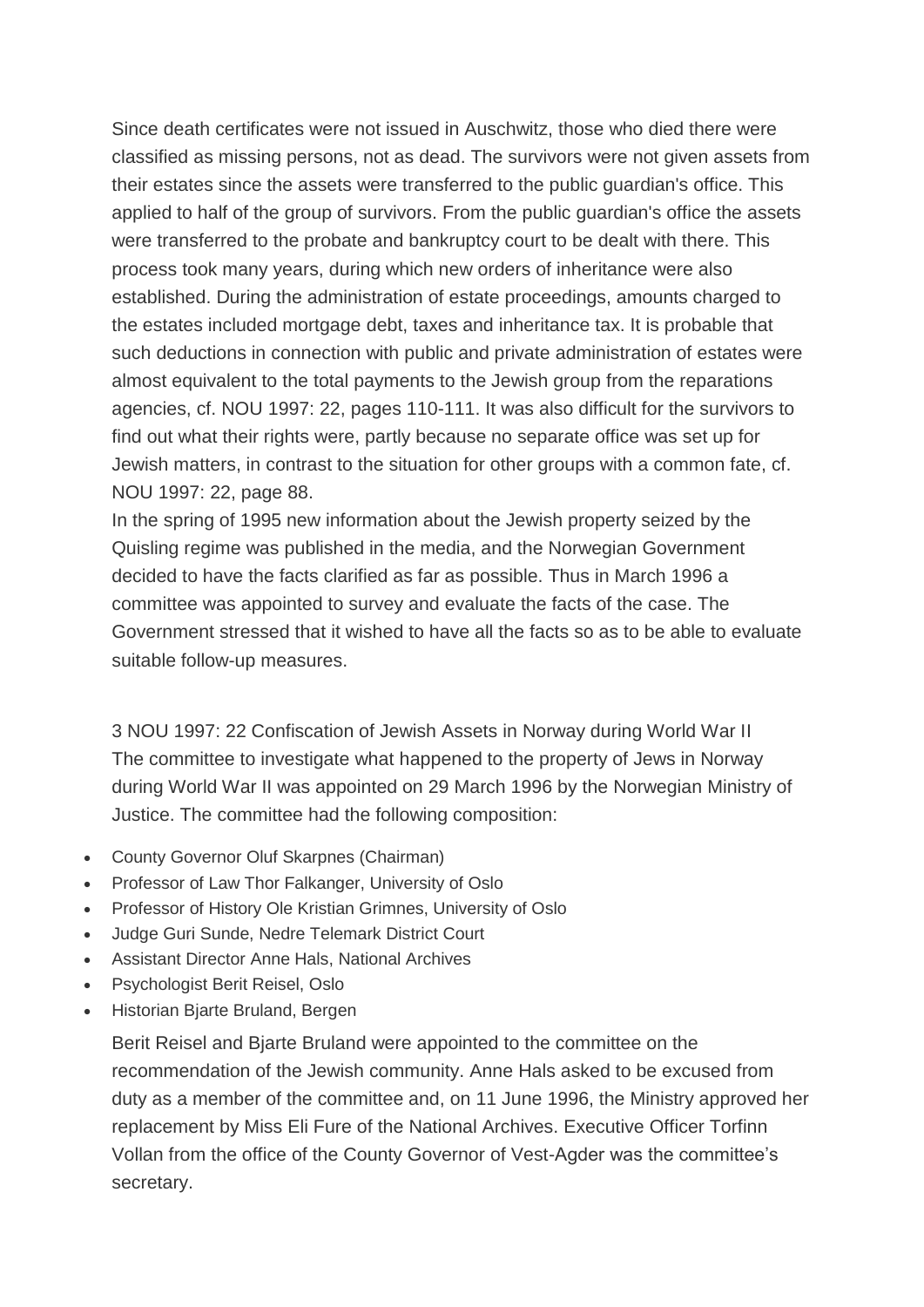Since death certificates were not issued in Auschwitz, those who died there were classified as missing persons, not as dead. The survivors were not given assets from their estates since the assets were transferred to the public guardian's office. This applied to half of the group of survivors. From the public guardian's office the assets were transferred to the probate and bankruptcy court to be dealt with there. This process took many years, during which new orders of inheritance were also established. During the administration of estate proceedings, amounts charged to the estates included mortgage debt, taxes and inheritance tax. It is probable that such deductions in connection with public and private administration of estates were almost equivalent to the total payments to the Jewish group from the reparations agencies, cf. NOU 1997: 22, pages 110-111. It was also difficult for the survivors to find out what their rights were, partly because no separate office was set up for Jewish matters, in contrast to the situation for other groups with a common fate, cf. NOU 1997: 22, page 88.

In the spring of 1995 new information about the Jewish property seized by the Quisling regime was published in the media, and the Norwegian Government decided to have the facts clarified as far as possible. Thus in March 1996 a committee was appointed to survey and evaluate the facts of the case. The Government stressed that it wished to have all the facts so as to be able to evaluate suitable follow-up measures.

## 3 NOU 1997: 22 Confiscation of Jewish Assets in Norway during World War II

The committee to investigate what happened to the property of Jews in Norway during World War II was appointed on 29 March 1996 by the Norwegian Ministry of Justice. The committee had the following composition:

- County Governor Oluf Skarpnes (Chairman)
- Professor of Law Thor Falkanger, University of Oslo
- Professor of History Ole Kristian Grimnes, University of Oslo
- Judge Guri Sunde, Nedre Telemark District Court
- Assistant Director Anne Hals, National Archives
- Psychologist Berit Reisel, Oslo
- Historian Bjarte Bruland, Bergen

Berit Reisel and Bjarte Bruland were appointed to the committee on the recommendation of the Jewish community. Anne Hals asked to be excused from duty as a member of the committee and, on 11 June 1996, the Ministry approved her replacement by Miss Eli Fure of the National Archives. Executive Officer Torfinn Vollan from the office of the County Governor of Vest-Agder was the committee's secretary.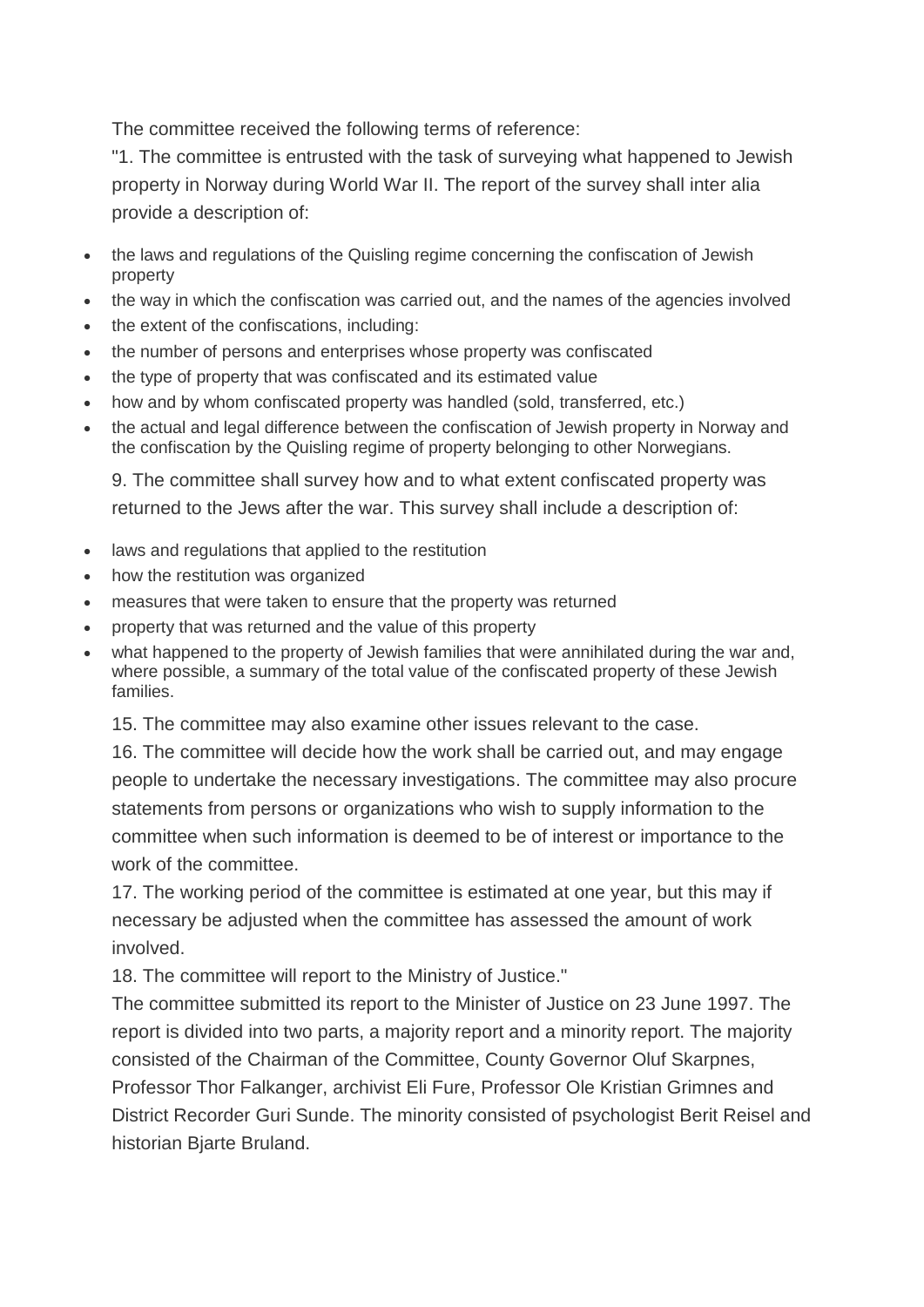The committee received the following terms of reference:

"1. The committee is entrusted with the task of surveying what happened to Jewish property in Norway during World War II. The report of the survey shall inter alia provide a description of:

- the laws and regulations of the Quisling regime concerning the confiscation of Jewish property
- the way in which the confiscation was carried out, and the names of the agencies involved
- the extent of the confiscations, including:
- the number of persons and enterprises whose property was confiscated
- the type of property that was confiscated and its estimated value
- how and by whom confiscated property was handled (sold, transferred, etc.)
- the actual and legal difference between the confiscation of Jewish property in Norway and the confiscation by the Quisling regime of property belonging to other Norwegians.

9. The committee shall survey how and to what extent confiscated property was returned to the Jews after the war. This survey shall include a description of:

- laws and regulations that applied to the restitution
- how the restitution was organized
- measures that were taken to ensure that the property was returned
- property that was returned and the value of this property
- what happened to the property of Jewish families that were annihilated during the war and, where possible, a summary of the total value of the confiscated property of these Jewish families.

15. The committee may also examine other issues relevant to the case.

16. The committee will decide how the work shall be carried out, and may engage people to undertake the necessary investigations. The committee may also procure statements from persons or organizations who wish to supply information to the committee when such information is deemed to be of interest or importance to the work of the committee.

17. The working period of the committee is estimated at one year, but this may if necessary be adjusted when the committee has assessed the amount of work involved.

18. The committee will report to the Ministry of Justice."

The committee submitted its report to the Minister of Justice on 23 June 1997. The report is divided into two parts, a majority report and a minority report. The majority consisted of the Chairman of the Committee, County Governor Oluf Skarpnes, Professor Thor Falkanger, archivist Eli Fure, Professor Ole Kristian Grimnes and District Recorder Guri Sunde. The minority consisted of psychologist Berit Reisel and historian Bjarte Bruland.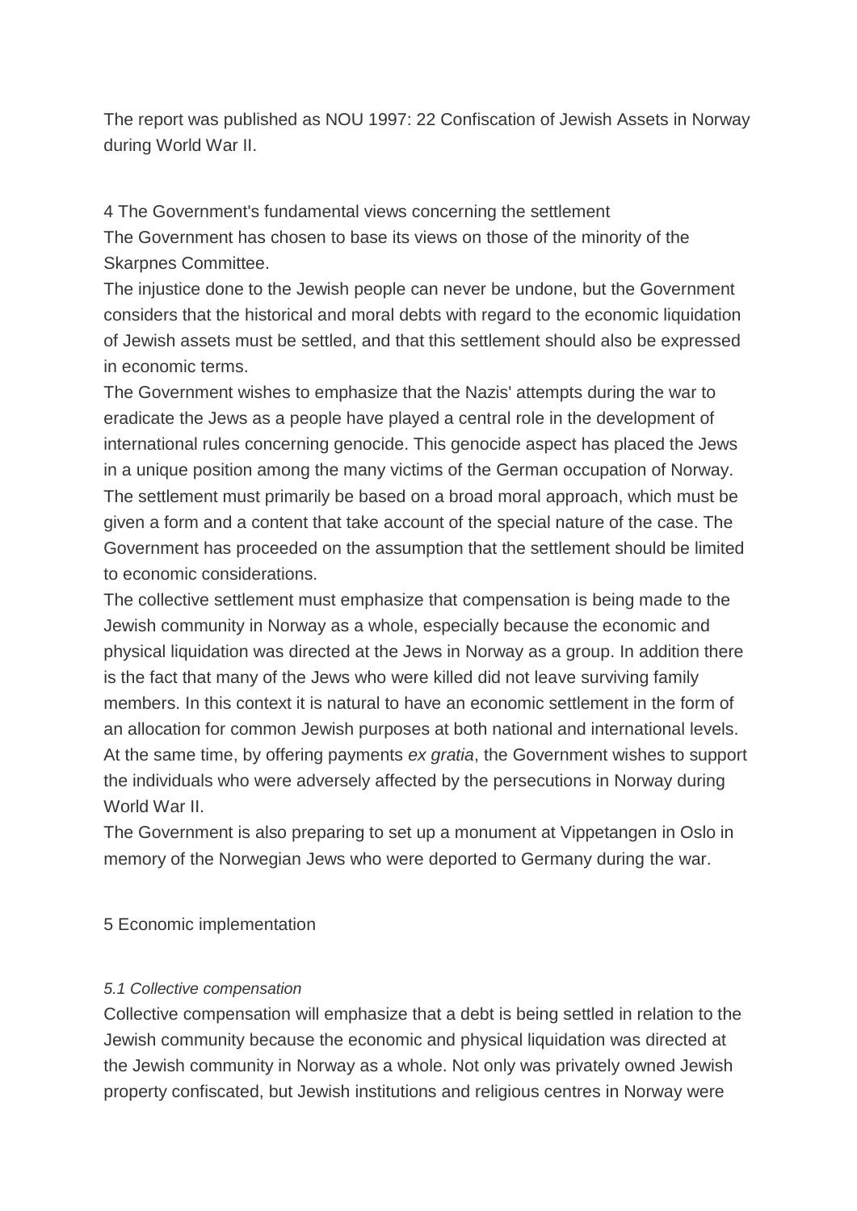The report was published as NOU 1997: 22 Confiscation of Jewish Assets in Norway during World War II.

## 4 The Government's fundamental views concerning the settlement

The Government has chosen to base its views on those of the minority of the Skarpnes Committee.

The injustice done to the Jewish people can never be undone, but the Government considers that the historical and moral debts with regard to the economic liquidation of Jewish assets must be settled, and that this settlement should also be expressed in economic terms.

The Government wishes to emphasize that the Nazis' attempts during the war to eradicate the Jews as a people have played a central role in the development of international rules concerning genocide. This genocide aspect has placed the Jews in a unique position among the many victims of the German occupation of Norway. The settlement must primarily be based on a broad moral approach, which must be given a form and a content that take account of the special nature of the case. The Government has proceeded on the assumption that the settlement should be limited to economic considerations.

The collective settlement must emphasize that compensation is being made to the Jewish community in Norway as a whole, especially because the economic and physical liquidation was directed at the Jews in Norway as a group. In addition there is the fact that many of the Jews who were killed did not leave surviving family members. In this context it is natural to have an economic settlement in the form of an allocation for common Jewish purposes at both national and international levels. At the same time, by offering payments *ex gratia*, the Government wishes to support the individuals who were adversely affected by the persecutions in Norway during World War II.

The Government is also preparing to set up a monument at Vippetangen in Oslo in memory of the Norwegian Jews who were deported to Germany during the war.

## 5 Economic implementation

### *5.1 Collective compensation*

Collective compensation will emphasize that a debt is being settled in relation to the Jewish community because the economic and physical liquidation was directed at the Jewish community in Norway as a whole. Not only was privately owned Jewish property confiscated, but Jewish institutions and religious centres in Norway were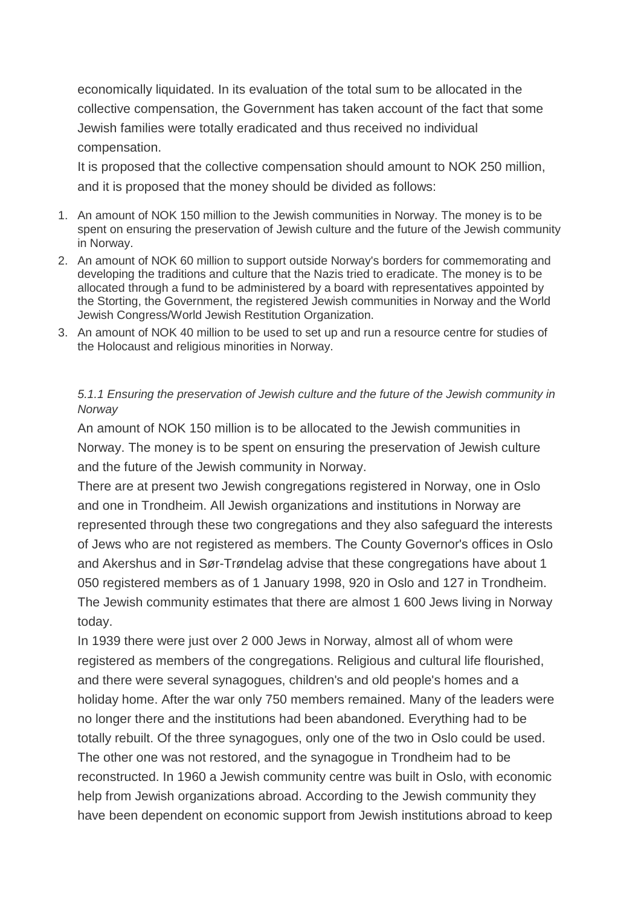economically liquidated. In its evaluation of the total sum to be allocated in the collective compensation, the Government has taken account of the fact that some Jewish families were totally eradicated and thus received no individual compensation.

It is proposed that the collective compensation should amount to NOK 250 million, and it is proposed that the money should be divided as follows:

1. An amount of NOK 150 million to the Jewish communities in Norway. The money is to be spent on ensuring the preservation of Jewish culture and the future of the Jewish community in Norway.
2. An amount of NOK 60 million to support outside Norway's borders for commemorating and developing the traditions and culture that the Nazis tried to eradicate. The money is to be allocated through a fund to be administered by a board with representatives appointed by the Storting, the Government, the registered Jewish communities in Norway and the World Jewish Congress/World Jewish Restitution Organization.
3. An amount of NOK 40 million to be used to set up and run a resource centre for studies of the Holocaust and religious minorities in Norway.

*5.1.1 Ensuring the preservation of Jewish culture and the future of the Jewish community in Norway*

An amount of NOK 150 million is to be allocated to the Jewish communities in Norway. The money is to be spent on ensuring the preservation of Jewish culture and the future of the Jewish community in Norway.

There are at present two Jewish congregations registered in Norway, one in Oslo and one in Trondheim. All Jewish organizations and institutions in Norway are represented through these two congregations and they also safeguard the interests of Jews who are not registered as members. The County Governor's offices in Oslo and Akershus and in Sør-Trøndelag advise that these congregations have about 1 050 registered members as of 1 January 1998, 920 in Oslo and 127 in Trondheim. The Jewish community estimates that there are almost 1 600 Jews living in Norway today.

In 1939 there were just over 2 000 Jews in Norway, almost all of whom were registered as members of the congregations. Religious and cultural life flourished, and there were several synagogues, children's and old people's homes and a holiday home. After the war only 750 members remained. Many of the leaders were no longer there and the institutions had been abandoned. Everything had to be totally rebuilt. Of the three synagogues, only one of the two in Oslo could be used. The other one was not restored, and the synagogue in Trondheim had to be reconstructed. In 1960 a Jewish community centre was built in Oslo, with economic help from Jewish organizations abroad. According to the Jewish community they have been dependent on economic support from Jewish institutions abroad to keep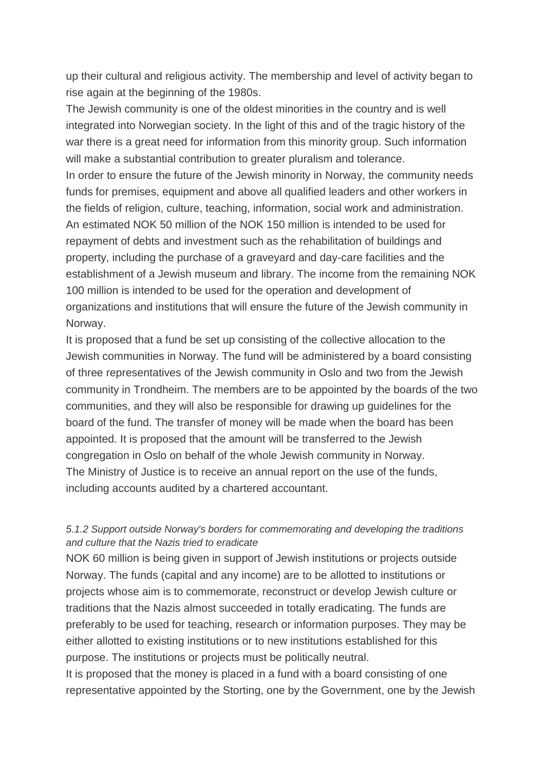up their cultural and religious activity. The membership and level of activity began to rise again at the beginning of the 1980s.

The Jewish community is one of the oldest minorities in the country and is well integrated into Norwegian society. In the light of this and of the tragic history of the war there is a great need for information from this minority group. Such information will make a substantial contribution to greater pluralism and tolerance.

In order to ensure the future of the Jewish minority in Norway, the community needs funds for premises, equipment and above all qualified leaders and other workers in the fields of religion, culture, teaching, information, social work and administration.

An estimated NOK 50 million of the NOK 150 million is intended to be used for repayment of debts and investment such as the rehabilitation of buildings and property, including the purchase of a graveyard and day-care facilities and the establishment of a Jewish museum and library. The income from the remaining NOK 100 million is intended to be used for the operation and development of organizations and institutions that will ensure the future of the Jewish community in Norway.

It is proposed that a fund be set up consisting of the collective allocation to the Jewish communities in Norway. The fund will be administered by a board consisting of three representatives of the Jewish community in Oslo and two from the Jewish community in Trondheim. The members are to be appointed by the boards of the two communities, and they will also be responsible for drawing up guidelines for the board of the fund. The transfer of money will be made when the board has been appointed. It is proposed that the amount will be transferred to the Jewish congregation in Oslo on behalf of the whole Jewish community in Norway.

The Ministry of Justice is to receive an annual report on the use of the funds, including accounts audited by a chartered accountant.

*5.1.2 Support outside Norway's borders for commemorating and developing the traditions and culture that the Nazis tried to eradicate*

NOK 60 million is being given in support of Jewish institutions or projects outside Norway. The funds (capital and any income) are to be allotted to institutions or projects whose aim is to commemorate, reconstruct or develop Jewish culture or traditions that the Nazis almost succeeded in totally eradicating. The funds are preferably to be used for teaching, research or information purposes. They may be either allotted to existing institutions or to new institutions established for this purpose. The institutions or projects must be politically neutral.

It is proposed that the money is placed in a fund with a board consisting of one representative appointed by the Storting, one by the Government, one by the Jewish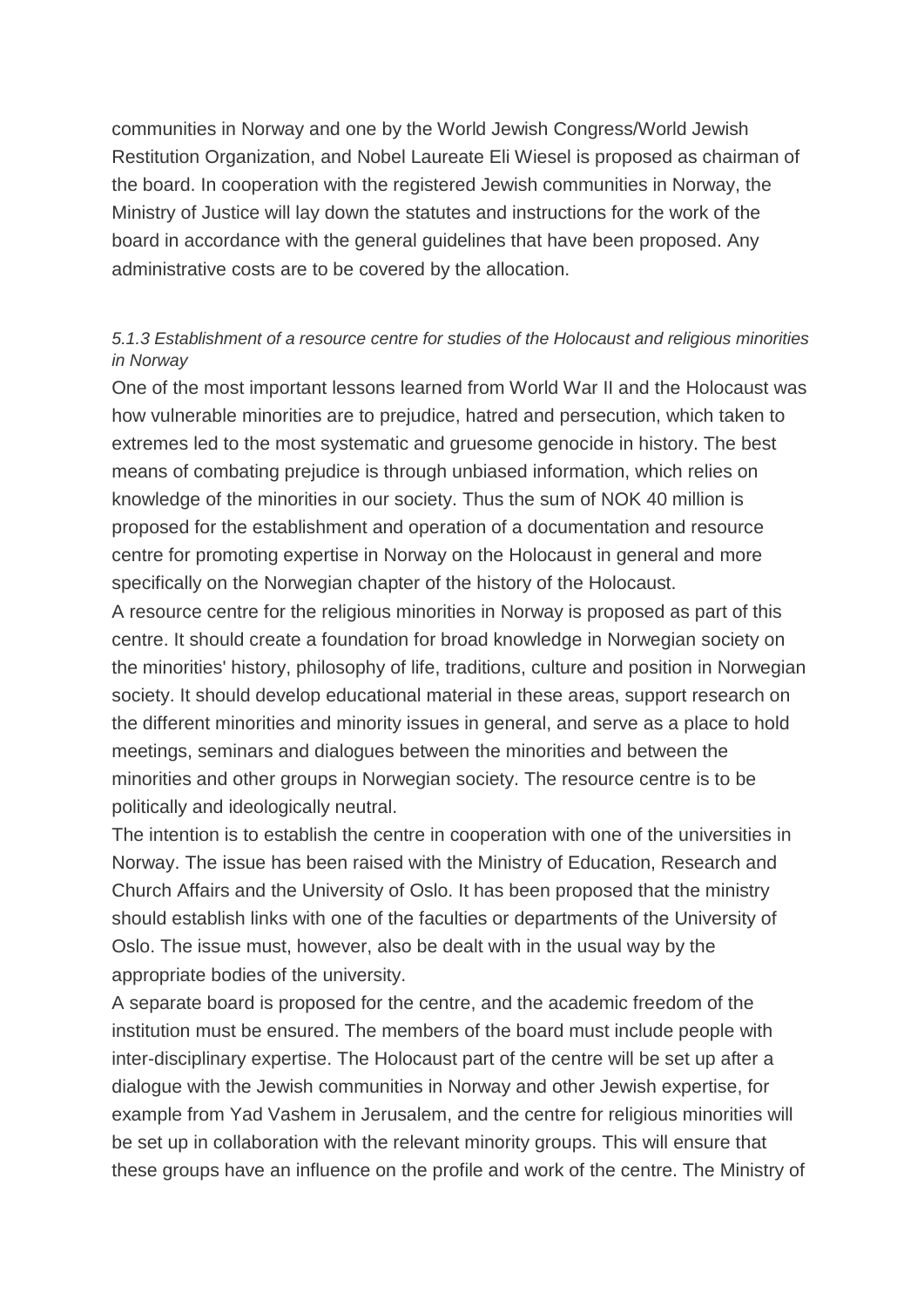communities in Norway and one by the World Jewish Congress/World Jewish Restitution Organization, and Nobel Laureate Eli Wiesel is proposed as chairman of the board. In cooperation with the registered Jewish communities in Norway, the Ministry of Justice will lay down the statutes and instructions for the work of the board in accordance with the general guidelines that have been proposed. Any administrative costs are to be covered by the allocation.

*5.1.3 Establishment of a resource centre for studies of the Holocaust and religious minorities in Norway*

One of the most important lessons learned from World War II and the Holocaust was how vulnerable minorities are to prejudice, hatred and persecution, which taken to extremes led to the most systematic and gruesome genocide in history. The best means of combating prejudice is through unbiased information, which relies on knowledge of the minorities in our society. Thus the sum of NOK 40 million is proposed for the establishment and operation of a documentation and resource centre for promoting expertise in Norway on the Holocaust in general and more specifically on the Norwegian chapter of the history of the Holocaust.

A resource centre for the religious minorities in Norway is proposed as part of this centre. It should create a foundation for broad knowledge in Norwegian society on the minorities' history, philosophy of life, traditions, culture and position in Norwegian society. It should develop educational material in these areas, support research on the different minorities and minority issues in general, and serve as a place to hold meetings, seminars and dialogues between the minorities and between the minorities and other groups in Norwegian society. The resource centre is to be politically and ideologically neutral.

The intention is to establish the centre in cooperation with one of the universities in Norway. The issue has been raised with the Ministry of Education, Research and Church Affairs and the University of Oslo. It has been proposed that the ministry should establish links with one of the faculties or departments of the University of Oslo. The issue must, however, also be dealt with in the usual way by the appropriate bodies of the university.

A separate board is proposed for the centre, and the academic freedom of the institution must be ensured. The members of the board must include people with inter-disciplinary expertise. The Holocaust part of the centre will be set up after a dialogue with the Jewish communities in Norway and other Jewish expertise, for example from Yad Vashem in Jerusalem, and the centre for religious minorities will be set up in collaboration with the relevant minority groups. This will ensure that these groups have an influence on the profile and work of the centre. The Ministry of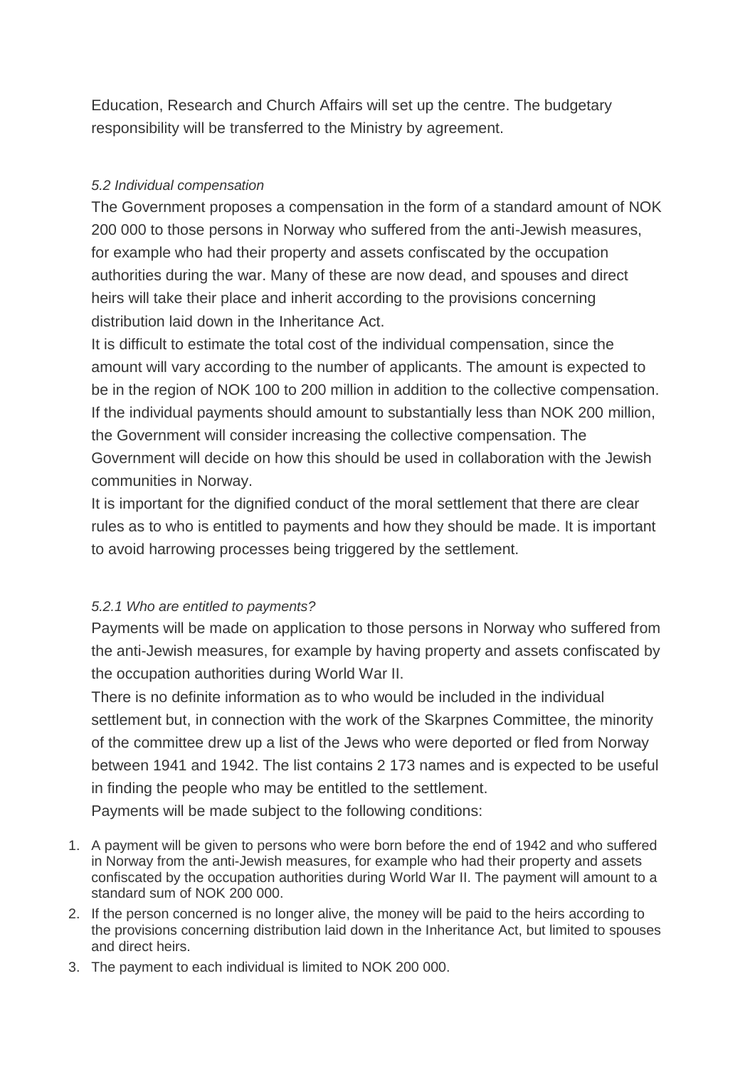Education, Research and Church Affairs will set up the centre. The budgetary responsibility will be transferred to the Ministry by agreement.

*5.2 Individual compensation*

The Government proposes a compensation in the form of a standard amount of NOK 200 000 to those persons in Norway who suffered from the anti-Jewish measures, for example who had their property and assets confiscated by the occupation authorities during the war. Many of these are now dead, and spouses and direct heirs will take their place and inherit according to the provisions concerning distribution laid down in the Inheritance Act.

It is difficult to estimate the total cost of the individual compensation, since the amount will vary according to the number of applicants. The amount is expected to be in the region of NOK 100 to 200 million in addition to the collective compensation. If the individual payments should amount to substantially less than NOK 200 million, the Government will consider increasing the collective compensation. The Government will decide on how this should be used in collaboration with the Jewish communities in Norway.

It is important for the dignified conduct of the moral settlement that there are clear rules as to who is entitled to payments and how they should be made. It is important to avoid harrowing processes being triggered by the settlement.

*5.2.1 Who are entitled to payments?*

Payments will be made on application to those persons in Norway who suffered from the anti-Jewish measures, for example by having property and assets confiscated by the occupation authorities during World War II.

There is no definite information as to who would be included in the individual settlement but, in connection with the work of the Skarpnes Committee, the minority of the committee drew up a list of the Jews who were deported or fled from Norway between 1941 and 1942. The list contains 2 173 names and is expected to be useful in finding the people who may be entitled to the settlement.

Payments will be made subject to the following conditions:

1. A payment will be given to persons who were born before the end of 1942 and who suffered in Norway from the anti-Jewish measures, for example who had their property and assets confiscated by the occupation authorities during World War II. The payment will amount to a standard sum of NOK 200 000.
2. If the person concerned is no longer alive, the money will be paid to the heirs according to the provisions concerning distribution laid down in the Inheritance Act, but limited to spouses and direct heirs.
3. The payment to each individual is limited to NOK 200 000.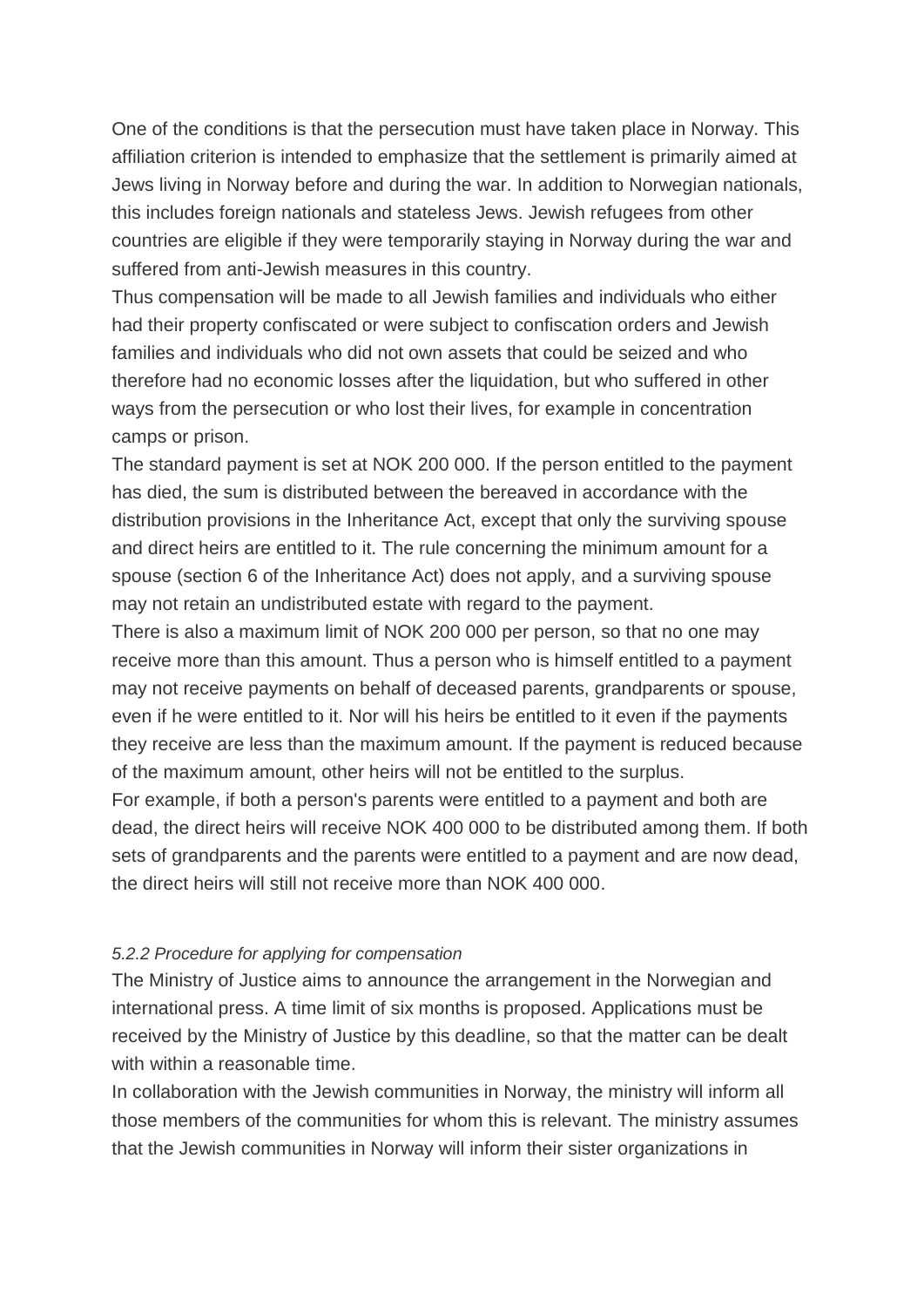One of the conditions is that the persecution must have taken place in Norway. This affiliation criterion is intended to emphasize that the settlement is primarily aimed at Jews living in Norway before and during the war. In addition to Norwegian nationals, this includes foreign nationals and stateless Jews. Jewish refugees from other countries are eligible if they were temporarily staying in Norway during the war and suffered from anti-Jewish measures in this country.

Thus compensation will be made to all Jewish families and individuals who either had their property confiscated or were subject to confiscation orders and Jewish families and individuals who did not own assets that could be seized and who therefore had no economic losses after the liquidation, but who suffered in other ways from the persecution or who lost their lives, for example in concentration camps or prison.

The standard payment is set at NOK 200 000. If the person entitled to the payment has died, the sum is distributed between the bereaved in accordance with the distribution provisions in the Inheritance Act, except that only the surviving spouse and direct heirs are entitled to it. The rule concerning the minimum amount for a spouse (section 6 of the Inheritance Act) does not apply, and a surviving spouse may not retain an undistributed estate with regard to the payment.

There is also a maximum limit of NOK 200 000 per person, so that no one may receive more than this amount. Thus a person who is himself entitled to a payment may not receive payments on behalf of deceased parents, grandparents or spouse, even if he were entitled to it. Nor will his heirs be entitled to it even if the payments they receive are less than the maximum amount. If the payment is reduced because of the maximum amount, other heirs will not be entitled to the surplus.

For example, if both a person's parents were entitled to a payment and both are dead, the direct heirs will receive NOK 400 000 to be distributed among them. If both sets of grandparents and the parents were entitled to a payment and are now dead, the direct heirs will still not receive more than NOK 400 000.

*5.2.2 Procedure for applying for compensation*

The Ministry of Justice aims to announce the arrangement in the Norwegian and international press. A time limit of six months is proposed. Applications must be received by the Ministry of Justice by this deadline, so that the matter can be dealt with within a reasonable time.

In collaboration with the Jewish communities in Norway, the ministry will inform all those members of the communities for whom this is relevant. The ministry assumes that the Jewish communities in Norway will inform their sister organizations in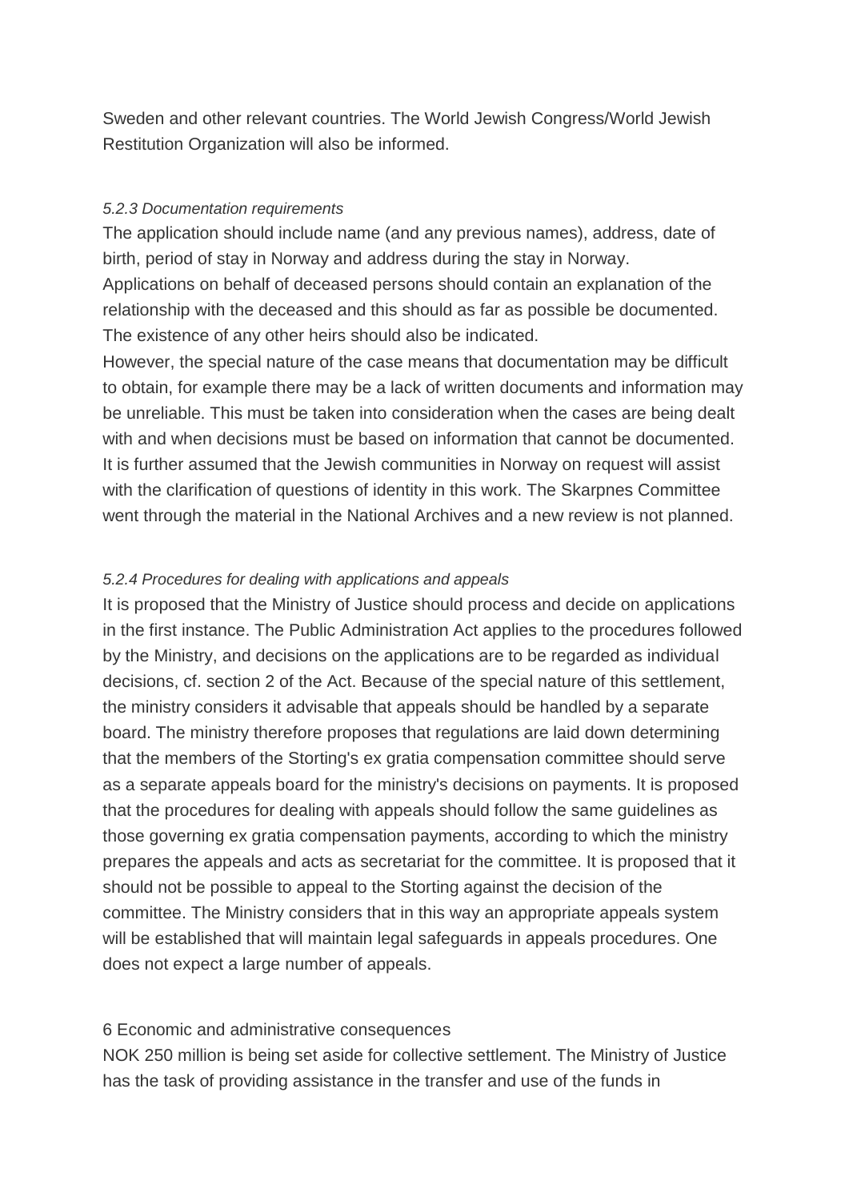Sweden and other relevant countries. The World Jewish Congress/World Jewish Restitution Organization will also be informed.

*5.2.3 Documentation requirements*

The application should include name (and any previous names), address, date of birth, period of stay in Norway and address during the stay in Norway.
Applications on behalf of deceased persons should contain an explanation of the relationship with the deceased and this should as far as possible be documented. The existence of any other heirs should also be indicated.
However, the special nature of the case means that documentation may be difficult to obtain, for example there may be a lack of written documents and information may be unreliable. This must be taken into consideration when the cases are being dealt with and when decisions must be based on information that cannot be documented. It is further assumed that the Jewish communities in Norway on request will assist with the clarification of questions of identity in this work. The Skarpnes Committee went through the material in the National Archives and a new review is not planned.

*5.2.4 Procedures for dealing with applications and appeals*

It is proposed that the Ministry of Justice should process and decide on applications in the first instance. The Public Administration Act applies to the procedures followed by the Ministry, and decisions on the applications are to be regarded as individual decisions, cf. section 2 of the Act. Because of the special nature of this settlement, the ministry considers it advisable that appeals should be handled by a separate board. The ministry therefore proposes that regulations are laid down determining that the members of the Storting's ex gratia compensation committee should serve as a separate appeals board for the ministry's decisions on payments. It is proposed that the procedures for dealing with appeals should follow the same guidelines as those governing ex gratia compensation payments, according to which the ministry prepares the appeals and acts as secretariat for the committee. It is proposed that it should not be possible to appeal to the Storting against the decision of the committee. The Ministry considers that in this way an appropriate appeals system will be established that will maintain legal safeguards in appeals procedures. One does not expect a large number of appeals.

6 Economic and administrative consequences

NOK 250 million is being set aside for collective settlement. The Ministry of Justice has the task of providing assistance in the transfer and use of the funds in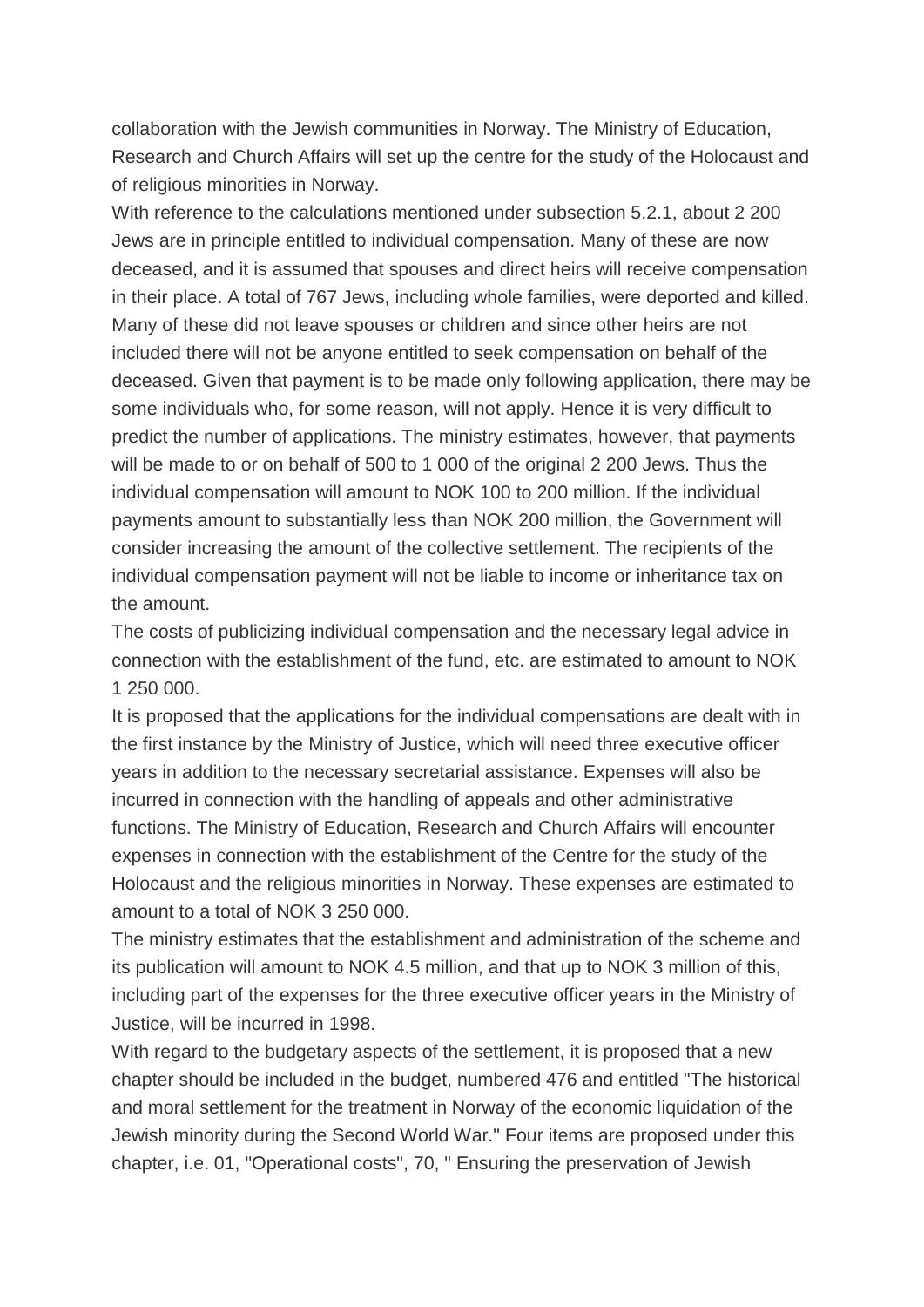collaboration with the Jewish communities in Norway. The Ministry of Education, Research and Church Affairs will set up the centre for the study of the Holocaust and of religious minorities in Norway.

With reference to the calculations mentioned under subsection 5.2.1, about 2 200 Jews are in principle entitled to individual compensation. Many of these are now deceased, and it is assumed that spouses and direct heirs will receive compensation in their place. A total of 767 Jews, including whole families, were deported and killed. Many of these did not leave spouses or children and since other heirs are not included there will not be anyone entitled to seek compensation on behalf of the deceased. Given that payment is to be made only following application, there may be some individuals who, for some reason, will not apply. Hence it is very difficult to predict the number of applications. The ministry estimates, however, that payments will be made to or on behalf of 500 to 1 000 of the original 2 200 Jews. Thus the individual compensation will amount to NOK 100 to 200 million. If the individual payments amount to substantially less than NOK 200 million, the Government will consider increasing the amount of the collective settlement. The recipients of the individual compensation payment will not be liable to income or inheritance tax on the amount.

The costs of publicizing individual compensation and the necessary legal advice in connection with the establishment of the fund, etc. are estimated to amount to NOK 1 250 000.

It is proposed that the applications for the individual compensations are dealt with in the first instance by the Ministry of Justice, which will need three executive officer years in addition to the necessary secretarial assistance. Expenses will also be incurred in connection with the handling of appeals and other administrative functions. The Ministry of Education, Research and Church Affairs will encounter expenses in connection with the establishment of the Centre for the study of the Holocaust and the religious minorities in Norway. These expenses are estimated to amount to a total of NOK 3 250 000.

The ministry estimates that the establishment and administration of the scheme and its publication will amount to NOK 4.5 million, and that up to NOK 3 million of this, including part of the expenses for the three executive officer years in the Ministry of Justice, will be incurred in 1998.

With regard to the budgetary aspects of the settlement, it is proposed that a new chapter should be included in the budget, numbered 476 and entitled "The historical and moral settlement for the treatment in Norway of the economic liquidation of the Jewish minority during the Second World War." Four items are proposed under this chapter, i.e. 01, "Operational costs", 70, " Ensuring the preservation of Jewish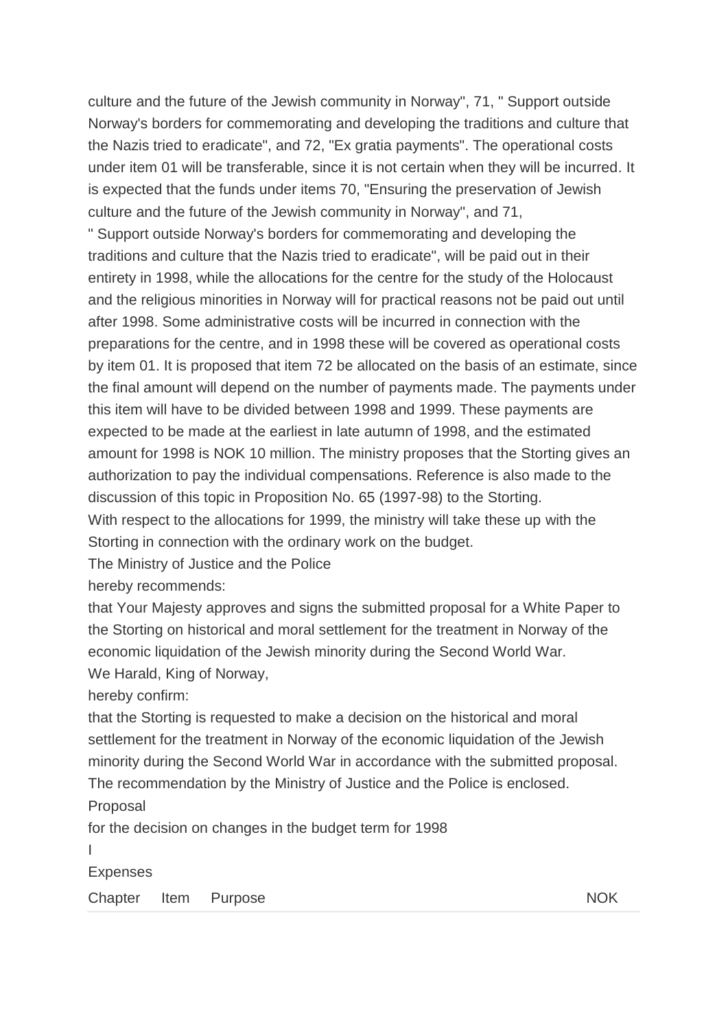culture and the future of the Jewish community in Norway", 71, " Support outside Norway's borders for commemorating and developing the traditions and culture that the Nazis tried to eradicate", and 72, "Ex gratia payments". The operational costs under item 01 will be transferable, since it is not certain when they will be incurred. It is expected that the funds under items 70, "Ensuring the preservation of Jewish culture and the future of the Jewish community in Norway", and 71, " Support outside Norway's borders for commemorating and developing the traditions and culture that the Nazis tried to eradicate", will be paid out in their entirety in 1998, while the allocations for the centre for the study of the Holocaust and the religious minorities in Norway will for practical reasons not be paid out until after 1998. Some administrative costs will be incurred in connection with the preparations for the centre, and in 1998 these will be covered as operational costs by item 01. It is proposed that item 72 be allocated on the basis of an estimate, since the final amount will depend on the number of payments made. The payments under this item will have to be divided between 1998 and 1999. These payments are expected to be made at the earliest in late autumn of 1998, and the estimated amount for 1998 is NOK 10 million. The ministry proposes that the Storting gives an authorization to pay the individual compensations. Reference is also made to the discussion of this topic in Proposition No. 65 (1997-98) to the Storting.

With respect to the allocations for 1999, the ministry will take these up with the Storting in connection with the ordinary work on the budget.

The Ministry of Justice and the Police

hereby recommends:

that Your Majesty approves and signs the submitted proposal for a White Paper to the Storting on historical and moral settlement for the treatment in Norway of the economic liquidation of the Jewish minority during the Second World War.

We Harald, King of Norway,

hereby confirm:

that the Storting is requested to make a decision on the historical and moral settlement for the treatment in Norway of the economic liquidation of the Jewish minority during the Second World War in accordance with the submitted proposal.

The recommendation by the Ministry of Justice and the Police is enclosed.

Proposal

for the decision on changes in the budget term for 1998

I

Expenses

| Chapter | Item | Purpose | NOK |
|---|---|---|---|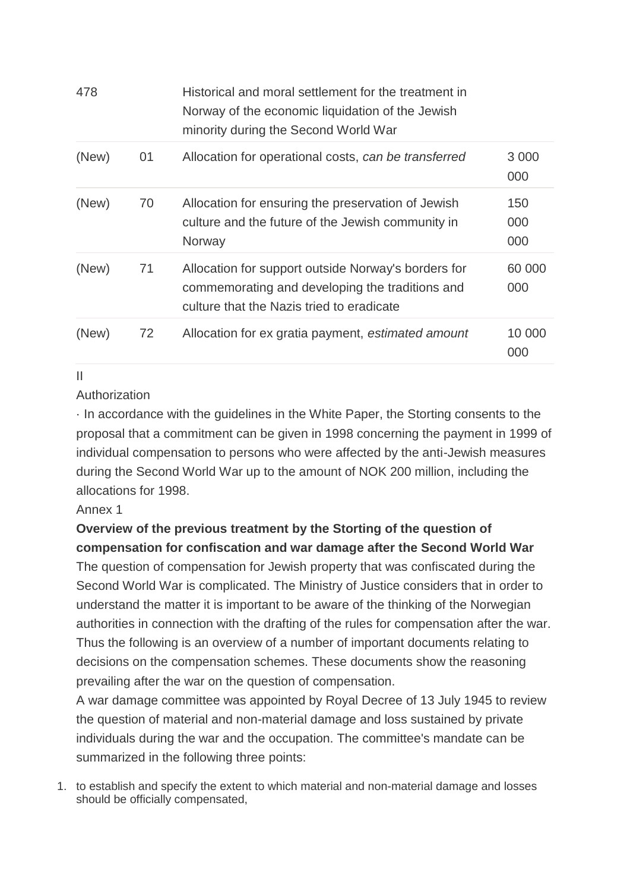| 478 | | Historical and moral settlement for the treatment in Norway of the economic liquidation of the Jewish minority during the Second World War | |
|---|---|---|---|
| (New) | 01 | Allocation for operational costs, *can be transferred* | 3 000 000 |
| (New) | 70 | Allocation for ensuring the preservation of Jewish culture and the future of the Jewish community in Norway | 150 000 000 |
| (New) | 71 | Allocation for support outside Norway's borders for commemorating and developing the traditions and culture that the Nazis tried to eradicate | 60 000 000 |
| (New) | 72 | Allocation for ex gratia payment, *estimated amount* | 10 000 000 |

II

Authorization

· In accordance with the guidelines in the White Paper, the Storting consents to the proposal that a commitment can be given in 1998 concerning the payment in 1999 of individual compensation to persons who were affected by the anti-Jewish measures during the Second World War up to the amount of NOK 200 million, including the allocations for 1998.

Annex 1

**Overview of the previous treatment by the Storting of the question of compensation for confiscation and war damage after the Second World War**

The question of compensation for Jewish property that was confiscated during the Second World War is complicated. The Ministry of Justice considers that in order to understand the matter it is important to be aware of the thinking of the Norwegian authorities in connection with the drafting of the rules for compensation after the war. Thus the following is an overview of a number of important documents relating to decisions on the compensation schemes. These documents show the reasoning prevailing after the war on the question of compensation.

A war damage committee was appointed by Royal Decree of 13 July 1945 to review the question of material and non-material damage and loss sustained by private individuals during the war and the occupation. The committee's mandate can be summarized in the following three points:

1. to establish and specify the extent to which material and non-material damage and losses should be officially compensated,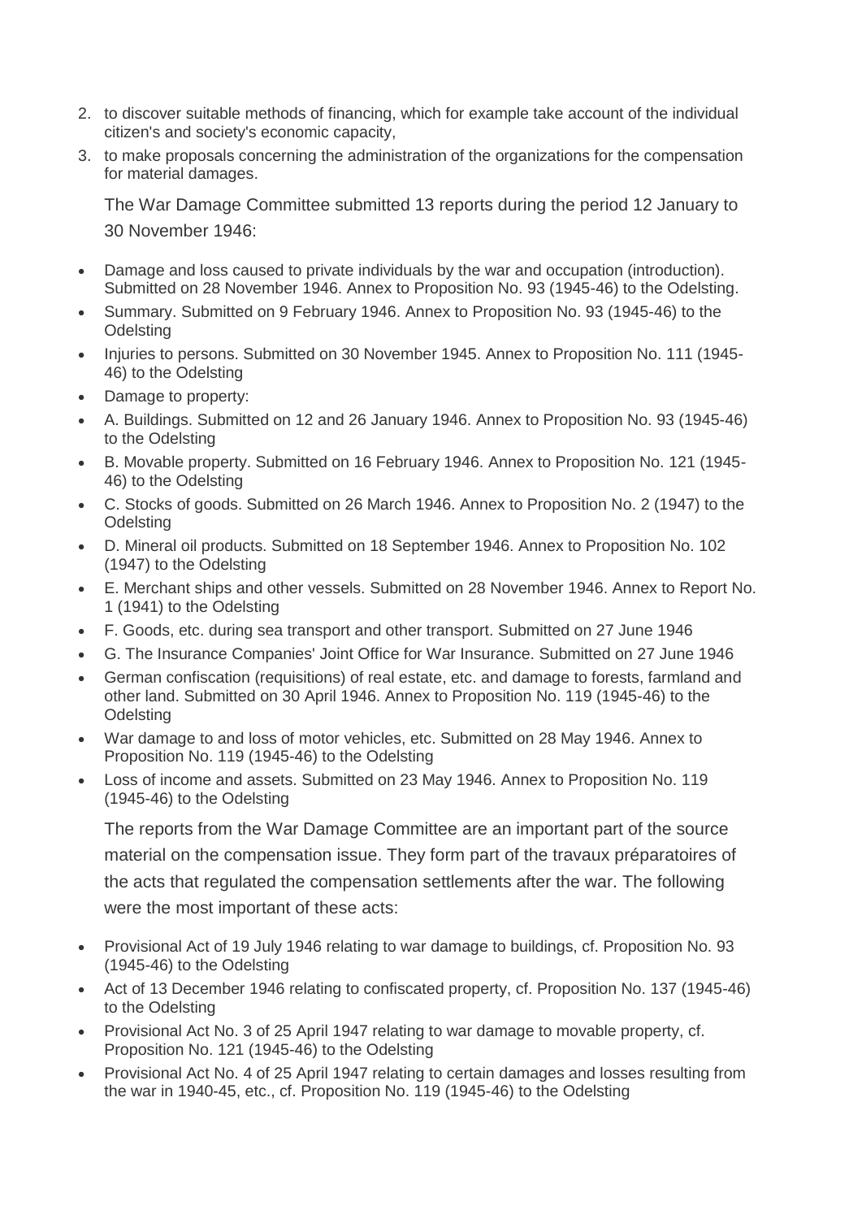2. to discover suitable methods of financing, which for example take account of the individual citizen's and society's economic capacity,
3. to make proposals concerning the administration of the organizations for the compensation for material damages.

The War Damage Committee submitted 13 reports during the period 12 January to 30 November 1946:

- Damage and loss caused to private individuals by the war and occupation (introduction). Submitted on 28 November 1946. Annex to Proposition No. 93 (1945-46) to the Odelsting.
- Summary. Submitted on 9 February 1946. Annex to Proposition No. 93 (1945-46) to the Odelsting
- Injuries to persons. Submitted on 30 November 1945. Annex to Proposition No. 111 (1945-46) to the Odelsting
- Damage to property:
- A. Buildings. Submitted on 12 and 26 January 1946. Annex to Proposition No. 93 (1945-46) to the Odelsting
- B. Movable property. Submitted on 16 February 1946. Annex to Proposition No. 121 (1945-46) to the Odelsting
- C. Stocks of goods. Submitted on 26 March 1946. Annex to Proposition No. 2 (1947) to the Odelsting
- D. Mineral oil products. Submitted on 18 September 1946. Annex to Proposition No. 102 (1947) to the Odelsting
- E. Merchant ships and other vessels. Submitted on 28 November 1946. Annex to Report No. 1 (1941) to the Odelsting
- F. Goods, etc. during sea transport and other transport. Submitted on 27 June 1946
- G. The Insurance Companies' Joint Office for War Insurance. Submitted on 27 June 1946
- German confiscation (requisitions) of real estate, etc. and damage to forests, farmland and other land. Submitted on 30 April 1946. Annex to Proposition No. 119 (1945-46) to the Odelsting
- War damage to and loss of motor vehicles, etc. Submitted on 28 May 1946. Annex to Proposition No. 119 (1945-46) to the Odelsting
- Loss of income and assets. Submitted on 23 May 1946. Annex to Proposition No. 119 (1945-46) to the Odelsting

The reports from the War Damage Committee are an important part of the source material on the compensation issue. They form part of the travaux préparatoires of the acts that regulated the compensation settlements after the war. The following were the most important of these acts:

- Provisional Act of 19 July 1946 relating to war damage to buildings, cf. Proposition No. 93 (1945-46) to the Odelsting
- Act of 13 December 1946 relating to confiscated property, cf. Proposition No. 137 (1945-46) to the Odelsting
- Provisional Act No. 3 of 25 April 1947 relating to war damage to movable property, cf. Proposition No. 121 (1945-46) to the Odelsting
- Provisional Act No. 4 of 25 April 1947 relating to certain damages and losses resulting from the war in 1940-45, etc., cf. Proposition No. 119 (1945-46) to the Odelsting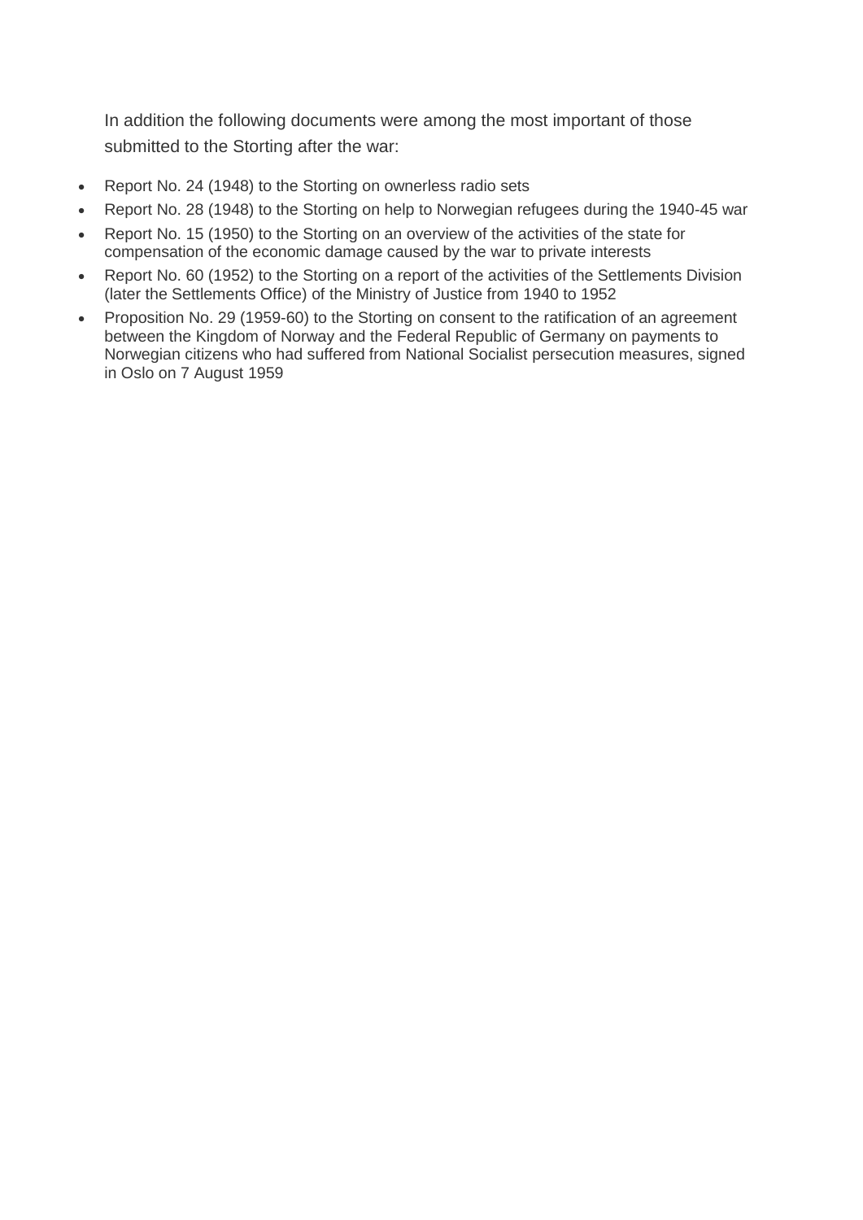In addition the following documents were among the most important of those submitted to the Storting after the war:

- Report No. 24 (1948) to the Storting on ownerless radio sets
- Report No. 28 (1948) to the Storting on help to Norwegian refugees during the 1940-45 war
- Report No. 15 (1950) to the Storting on an overview of the activities of the state for compensation of the economic damage caused by the war to private interests
- Report No. 60 (1952) to the Storting on a report of the activities of the Settlements Division (later the Settlements Office) of the Ministry of Justice from 1940 to 1952
- Proposition No. 29 (1959-60) to the Storting on consent to the ratification of an agreement between the Kingdom of Norway and the Federal Republic of Germany on payments to Norwegian citizens who had suffered from National Socialist persecution measures, signed in Oslo on 7 August 1959